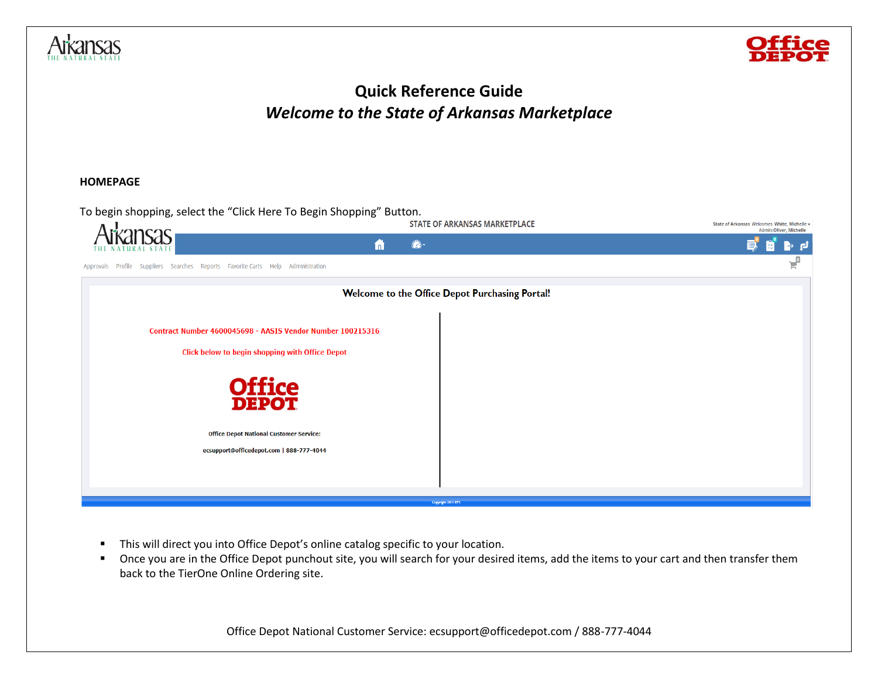# Quick Reference Guide

## *Welcome to the State of Arkansas Marketplace*

### HOMEPAGE

To begin shopping, select the "Click Here To Begin Shopping" Button.

STATE OF ARKANSAS MARKETPLACE

State of Arkansas Welcomes White, Michelle
Admin:Oliver, Michelle

Approvals Profile Suppliers Searches Reports Favorite Carts Help Administration

**Welcome to the Office Depot Purchasing Portal!**

Contract Number 4600045698 - AASIS Vendor Number 100215316

Click below to begin shopping with Office Depot

Office Depot National Customer Service:

ecsupport@officedepot.com | 888-777-4044

- This will direct you into Office Depot's online catalog specific to your location.
- Once you are in the Office Depot punchout site, you will search for your desired items, add the items to your cart and then transfer them back to the TierOne Online Ordering site.

Office Depot National Customer Service: ecsupport@officedepot.com / 888-777-4044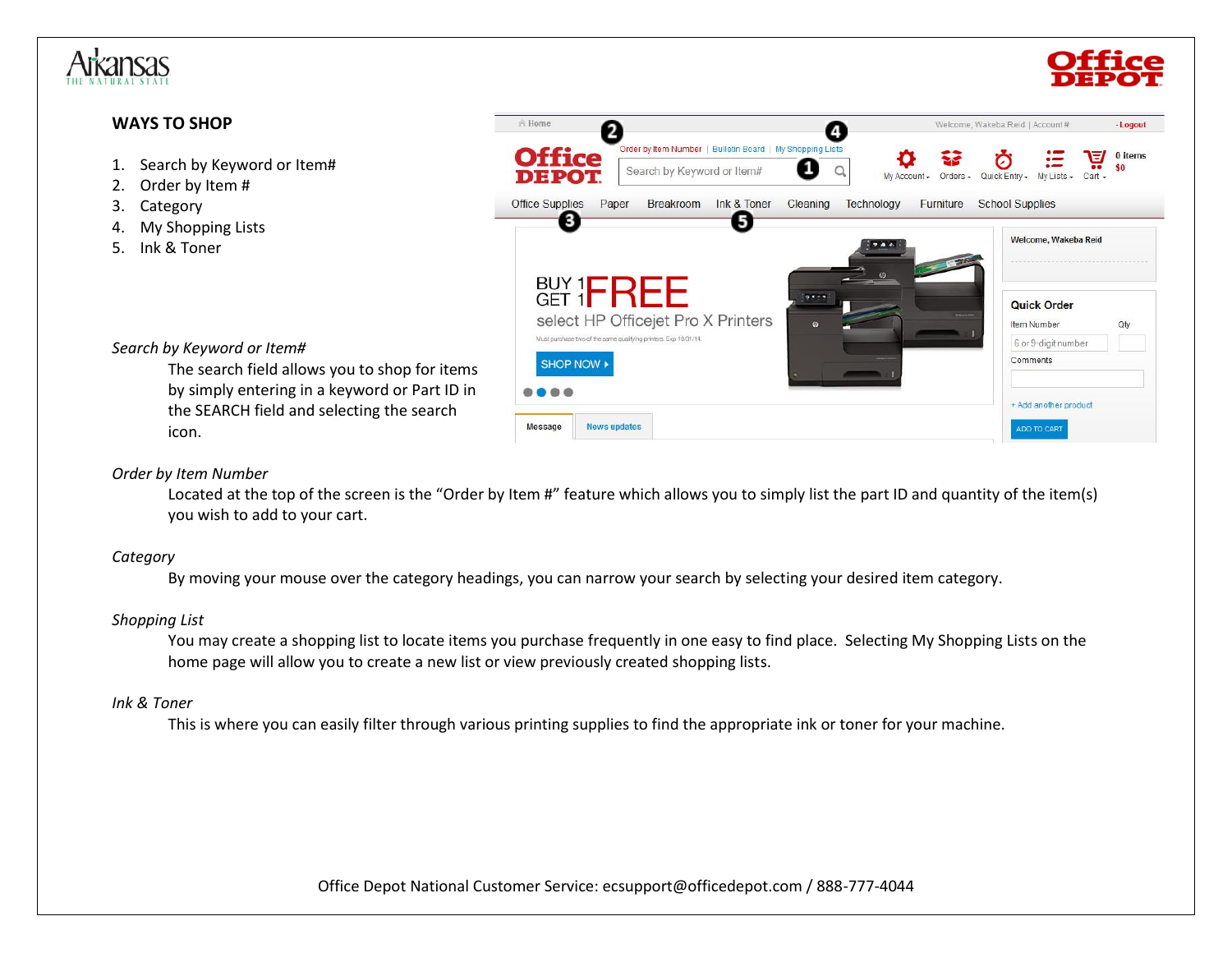## WAYS TO SHOP

1. Search by Keyword or Item#
2. Order by Item #
3. Category
4. My Shopping Lists
5. Ink & Toner

*Search by Keyword or Item#*

The search field allows you to shop for items by simply entering in a keyword or Part ID in the SEARCH field and selecting the search icon.

*Order by Item Number*

Located at the top of the screen is the "Order by Item #" feature which allows you to simply list the part ID and quantity of the item(s) you wish to add to your cart.

*Category*

By moving your mouse over the category headings, you can narrow your search by selecting your desired item category.

*Shopping List*

You may create a shopping list to locate items you purchase frequently in one easy to find place. Selecting My Shopping Lists on the home page will allow you to create a new list or view previously created shopping lists.

*Ink & Toner*

This is where you can easily filter through various printing supplies to find the appropriate ink or toner for your machine.

Office Depot National Customer Service: ecsupport@officedepot.com / 888-777-4044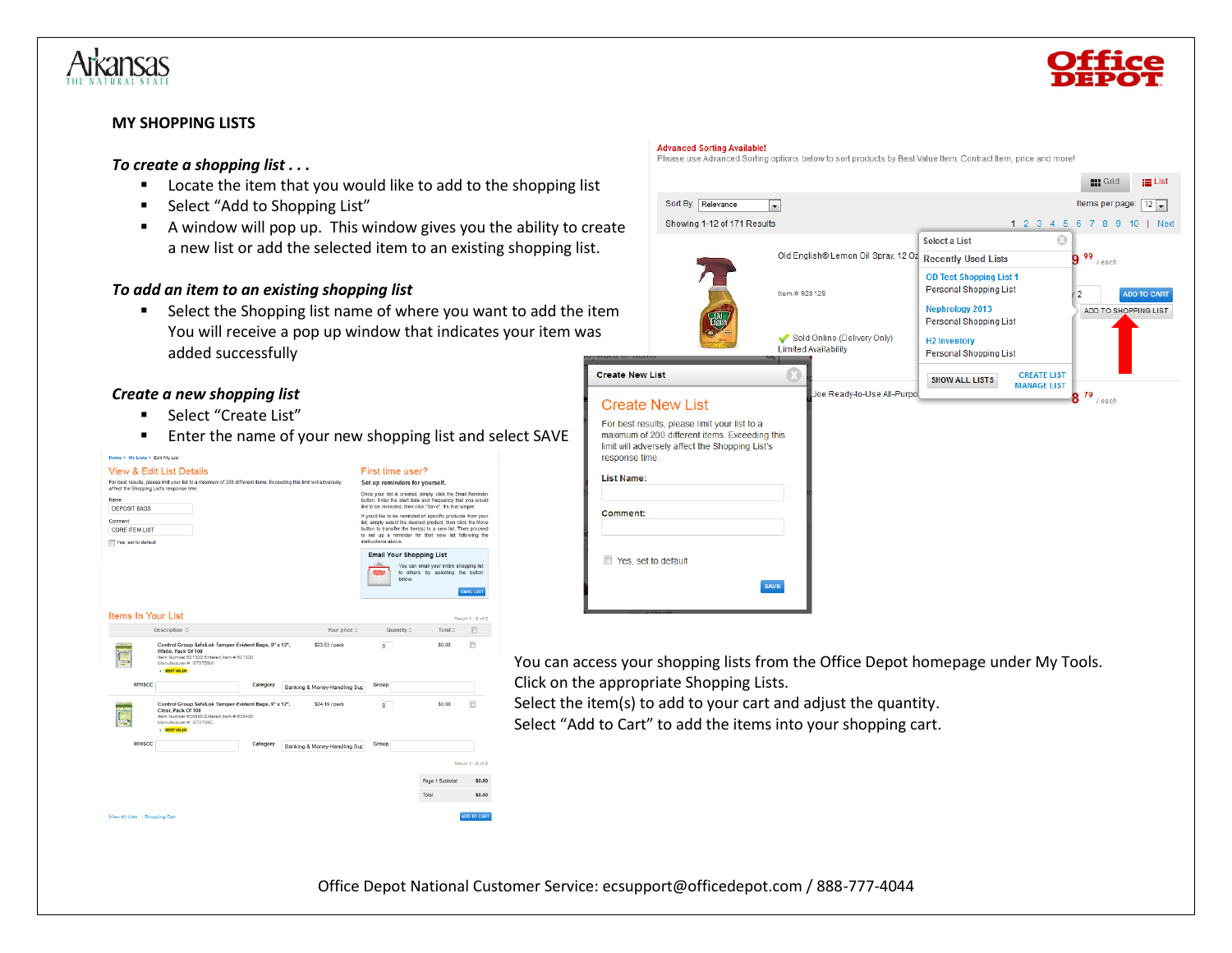## MY SHOPPING LISTS

***To create a shopping list . . .***

- Locate the item that you would like to add to the shopping list
- Select "Add to Shopping List"
- A window will pop up. This window gives you the ability to create a new list or add the selected item to an existing shopping list.

***To add an item to an existing shopping list***

- Select the Shopping list name of where you want to add the item You will receive a pop up window that indicates your item was added successfully

***Create a new shopping list***

- Select "Create List"
- Enter the name of your new shopping list and select SAVE

You can access your shopping lists from the Office Depot homepage under My Tools.
Click on the appropriate Shopping Lists.
Select the item(s) to add to your cart and adjust the quantity.
Select "Add to Cart" to add the items into your shopping cart.

Office Depot National Customer Service: ecsupport@officedepot.com / 888-777-4044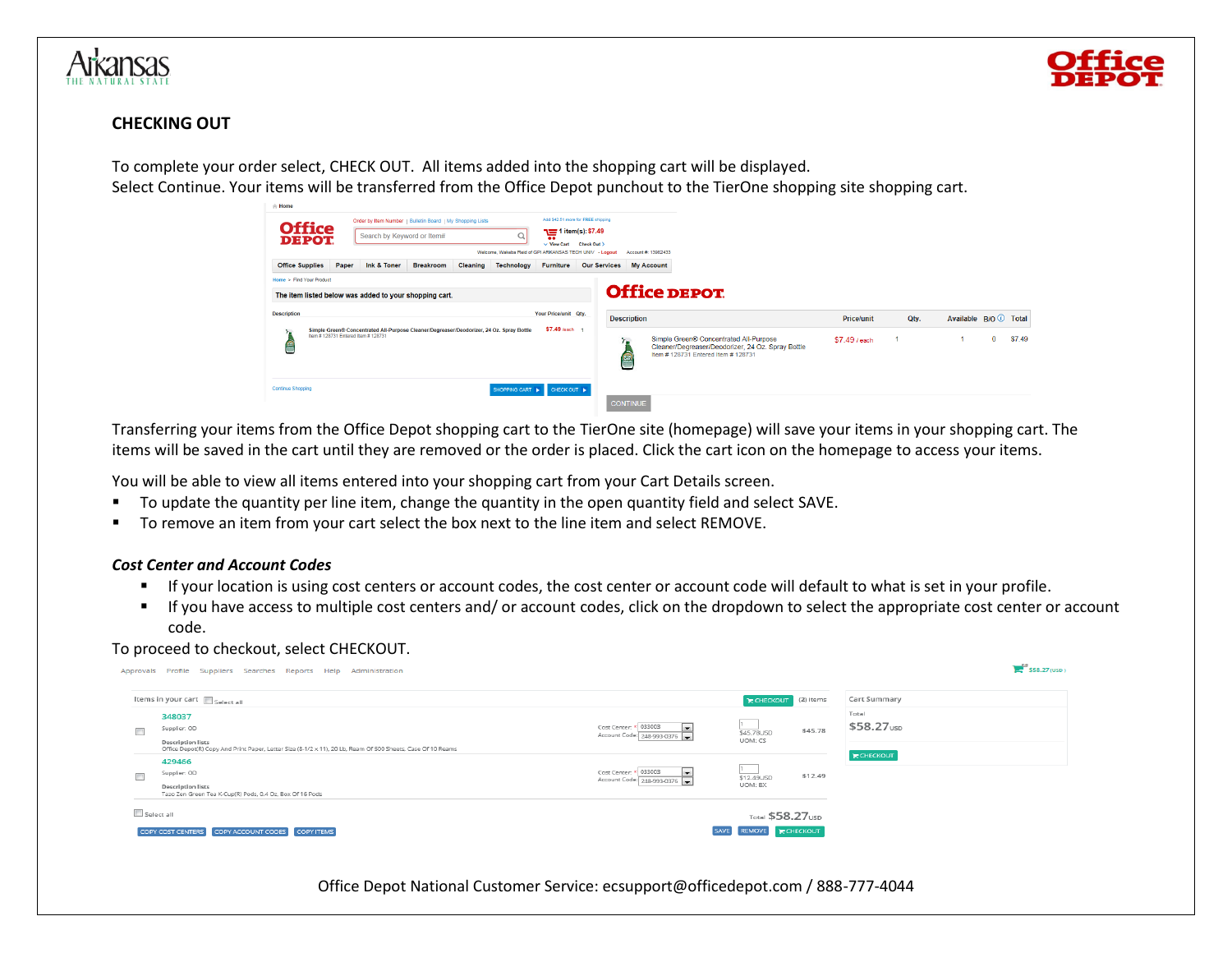## CHECKING OUT

To complete your order select, CHECK OUT. All items added into the shopping cart will be displayed.
Select Continue. Your items will be transferred from the Office Depot punchout to the TierOne shopping site shopping cart.

Transferring your items from the Office Depot shopping cart to the TierOne site (homepage) will save your items in your shopping cart. The items will be saved in the cart until they are removed or the order is placed. Click the cart icon on the homepage to access your items.

You will be able to view all items entered into your shopping cart from your Cart Details screen.

- To update the quantity per line item, change the quantity in the open quantity field and select SAVE.
- To remove an item from your cart select the box next to the line item and select REMOVE.

### *Cost Center and Account Codes*

- If your location is using cost centers or account codes, the cost center or account code will default to what is set in your profile.
- If you have access to multiple cost centers and/ or account codes, click on the dropdown to select the appropriate cost center or account code.

To proceed to checkout, select CHECKOUT.

Office Depot National Customer Service: ecsupport@officedepot.com / 888-777-4044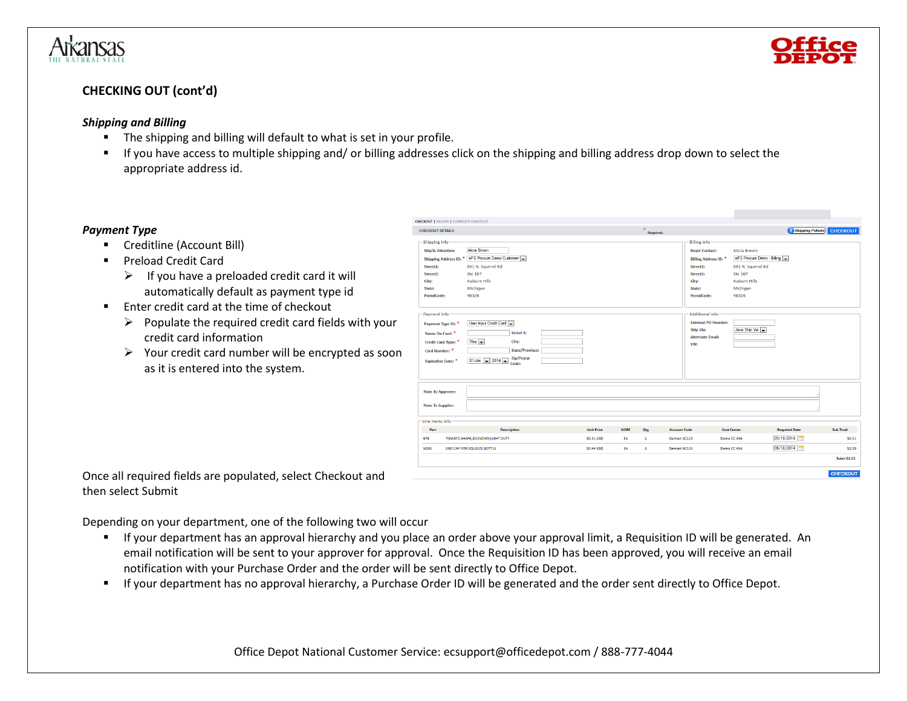## CHECKING OUT (cont'd)

### *Shipping and Billing*

- The shipping and billing will default to what is set in your profile.
- If you have access to multiple shipping and/ or billing addresses click on the shipping and billing address drop down to select the appropriate address id.

### *Payment Type*

- Creditline (Account Bill)
- Preload Credit Card
  - If you have a preloaded credit card it will automatically default as payment type id
- Enter credit card at the time of checkout
  - Populate the required credit card fields with your credit card information
  - Your credit card number will be encrypted as soon as it is entered into the system.

Once all required fields are populated, select Checkout and then select Submit

Depending on your department, one of the following two will occur

- If your department has an approval hierarchy and you place an order above your approval limit, a Requisition ID will be generated. An email notification will be sent to your approver for approval. Once the Requisition ID has been approved, you will receive an email notification with your Purchase Order and the order will be sent directly to Office Depot.
- If your department has no approval hierarchy, a Purchase Order ID will be generated and the order sent directly to Office Depot.

Office Depot National Customer Service: ecsupport@officedepot.com / 888-777-4044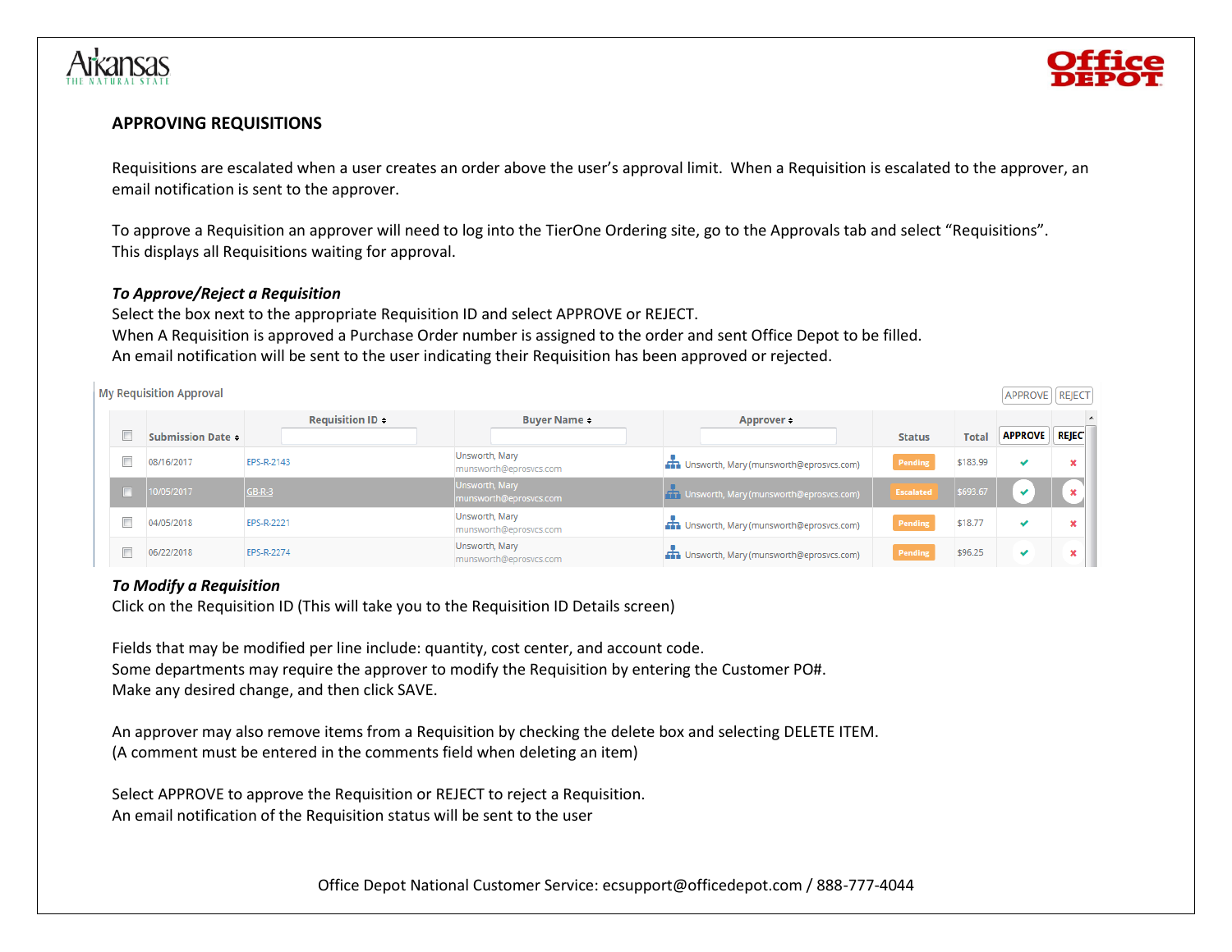## APPROVING REQUISITIONS

Requisitions are escalated when a user creates an order above the user's approval limit. When a Requisition is escalated to the approver, an email notification is sent to the approver.

To approve a Requisition an approver will need to log into the TierOne Ordering site, go to the Approvals tab and select "Requisitions". This displays all Requisitions waiting for approval.

### *To Approve/Reject a Requisition*

Select the box next to the appropriate Requisition ID and select APPROVE or REJECT.
When A Requisition is approved a Purchase Order number is assigned to the order and sent Office Depot to be filled.
An email notification will be sent to the user indicating their Requisition has been approved or rejected.

My Requisition Approval

APPROVE REJECT

| | Submission Date | Requisition ID | Buyer Name | Approver | Status | Total | APPROVE | REJEC |
|---|---|---|---|---|---|---|---|---|
| ☐ | 08/16/2017 | EPS-R-2143 | Unsworth, Mary munsworth@eprosvcs.com | Unsworth, Mary (munsworth@eprosvcs.com) | Pending | $183.99 | ✔ | ✖ |
| ☐ | 10/05/2017 | GB-R-3 | Unsworth, Mary munsworth@eprosvcs.com | Unsworth, Mary (munsworth@eprosvcs.com) | Escalated | $693.67 | ✔ | ✖ |
| ☐ | 04/05/2018 | EPS-R-2221 | Unsworth, Mary munsworth@eprosvcs.com | Unsworth, Mary (munsworth@eprosvcs.com) | Pending | $18.77 | ✔ | ✖ |
| ☐ | 06/22/2018 | EPS-R-2274 | Unsworth, Mary munsworth@eprosvcs.com | Unsworth, Mary (munsworth@eprosvcs.com) | Pending | $96.25 | ✔ | ✖ |

### *To Modify a Requisition*

Click on the Requisition ID (This will take you to the Requisition ID Details screen)

Fields that may be modified per line include: quantity, cost center, and account code.
Some departments may require the approver to modify the Requisition by entering the Customer PO#.
Make any desired change, and then click SAVE.

An approver may also remove items from a Requisition by checking the delete box and selecting DELETE ITEM.
(A comment must be entered in the comments field when deleting an item)

Select APPROVE to approve the Requisition or REJECT to reject a Requisition.
An email notification of the Requisition status will be sent to the user

Office Depot National Customer Service: ecsupport@officedepot.com / 888-777-4044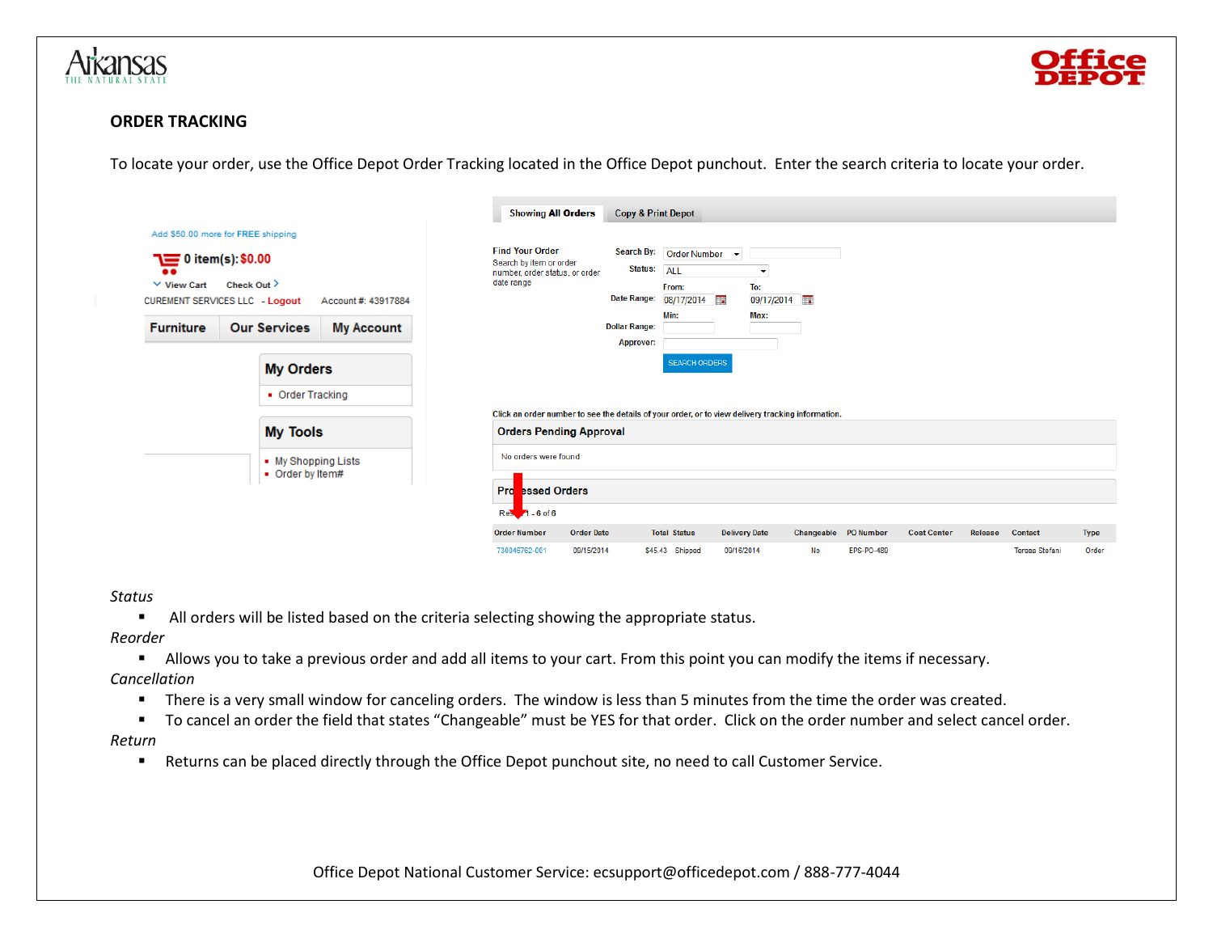## ORDER TRACKING

To locate your order, use the Office Depot Order Tracking located in the Office Depot punchout. Enter the search criteria to locate your order.

*Status*

- All orders will be listed based on the criteria selecting showing the appropriate status.

*Reorder*

- Allows you to take a previous order and add all items to your cart. From this point you can modify the items if necessary.

*Cancellation*

- There is a very small window for canceling orders. The window is less than 5 minutes from the time the order was created.
- To cancel an order the field that states "Changeable" must be YES for that order. Click on the order number and select cancel order.

*Return*

- Returns can be placed directly through the Office Depot punchout site, no need to call Customer Service.

Office Depot National Customer Service: ecsupport@officedepot.com / 888-777-4044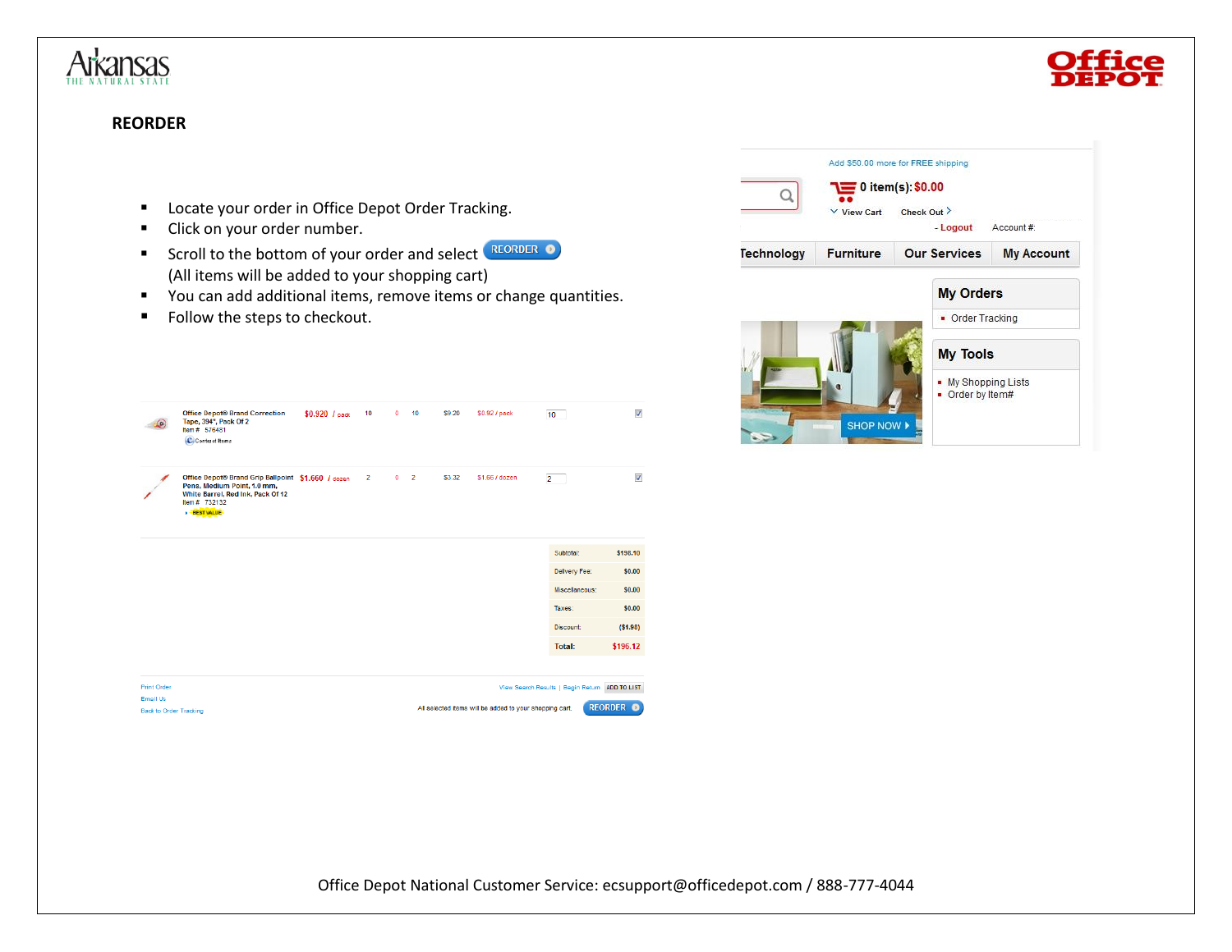## REORDER

- Locate your order in Office Depot Order Tracking.
- Click on your order number.
- Scroll to the bottom of your order and select REORDER
  (All items will be added to your shopping cart)
- You can add additional items, remove items or change quantities.
- Follow the steps to checkout.

| Item | Price | | | | | | Qty | |
|---|---|---|---|---|---|---|---|---|
| Office Depot® Brand Correction Tape, 394", Pack Of 2 Item # 576481 Contract Items | $0.920 / pack | 10 | 0 | 10 | $9.20 | $0.92 / pack | 10 | ☑ |
| Office Depot® Brand Grip Ballpoint Pens, Medium Point, 1.0 mm, White Barrel, Red Ink, Pack Of 12 Item # 732132 BEST VALUE | $1.660 / dozen | 2 | 0 | 2 | $3.32 | $1.66 / dozen | 2 | ☑ |

| | |
|---|---|
| Subtotal: | $198.10 |
| Delivery Fee: | $0.00 |
| Miscellaneous: | $0.00 |
| Taxes: | $0.00 |
| Discount: | ($1.98) |
| **Total:** | $196.12 |

Print Order
Email Us
Back to Order Tracking

View Search Results | Begin Return ADD TO LIST

All selected items will be added to your shopping cart. REORDER

Add $50.00 more for FREE shipping

0 item(s): $0.00

View Cart  Check Out

- Logout  Account #:

Technology | Furniture | Our Services | My Account

**My Orders**
- Order Tracking

**My Tools**
- My Shopping Lists
- Order by Item#

SHOP NOW

Office Depot National Customer Service: ecsupport@officedepot.com / 888-777-4044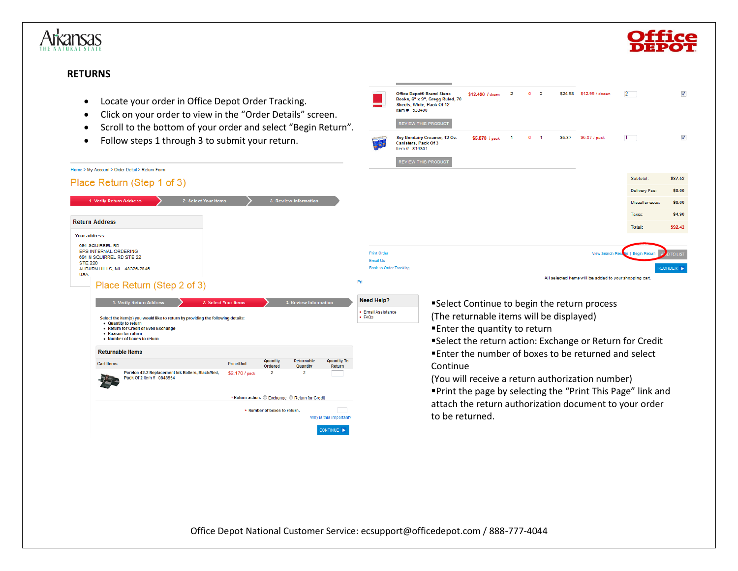# RETURNS

- Locate your order in Office Depot Order Tracking.
- Click on your order to view in the "Order Details" screen.
- Scroll to the bottom of your order and select "Begin Return".
- Follow steps 1 through 3 to submit your return.

Home > My Account > Order Detail > Return Form

Place Return (Step 1 of 3)

1. Verify Return Address | 2. Select Your Items | 3. Review Information

**Return Address**

Your address:

691 SQUIRREL RD
EPS INTERNAL ORDERING
691 N SQUIRREL RD STE 22
STE 220
AUBURN HILLS, MI 48326.2846
USA

| | | | | | | | | |
|---|---|---|---|---|---|---|---|---|
| Office Depot® Brand Steno Books, 6" x 9", Gregg Ruled, 70 Sheets, White, Pack Of 12 Item # 533400 | $12.490 / dozen | 2 | 0 | 2 | $24.98 | $12.99 / dozen | 2 | ☑ |
| Soy Nondairy Creamer, 12 Oz. Canisters, Pack Of 3 Item # 814301 | $5.870 / pack | 1 | 0 | 1 | $5.87 | $5.87 / pack | 1 | ☑ |

REVIEW THIS PRODUCT

| | |
|---|---|
| Subtotal: | $87.52 |
| Delivery Fee: | $0.00 |
| Miscellaneous: | $0.00 |
| Taxes: | $4.90 |
| Total: | $92.42 |

Print Order
Email Us
Back to Order Tracking

View Search Results | Begin Return | ADD TO LIST

REORDER

All selected items will be added to your shopping cart.

Place Return (Step 2 of 3)

1. Verify Return Address | 2. Select Your Items | 3. Review Information

Select the item(s) you would like to return by providing the following details:

- Quantity to return
- Return for Credit or Even Exchange
- Reason for return
- Number of boxes to return

**Returnable Items**

| Cart Items | Price/Unit | Quantity Ordered | Returnable Quantity | Quantity To Return |
|---|---|---|---|---|
| Porelon 42.2 Replacement Ink Rollers, Black/Red, Pack Of 2 Item # 0848564 | $2.170 / pack | 2 | 2 | |

\* Return action: ○ Exchange ○ Return for Credit

\* Number of boxes to return.

Why is this important?

CONTINUE

**Need Help?**

- Email Assistance
- FAQs

▪Select Continue to begin the return process (The returnable items will be displayed)
▪Enter the quantity to return
▪Select the return action: Exchange or Return for Credit
▪Enter the number of boxes to be returned and select Continue
(You will receive a return authorization number)
▪Print the page by selecting the "Print This Page" link and attach the return authorization document to your order to be returned.

Office Depot National Customer Service: ecsupport@officedepot.com / 888-777-4044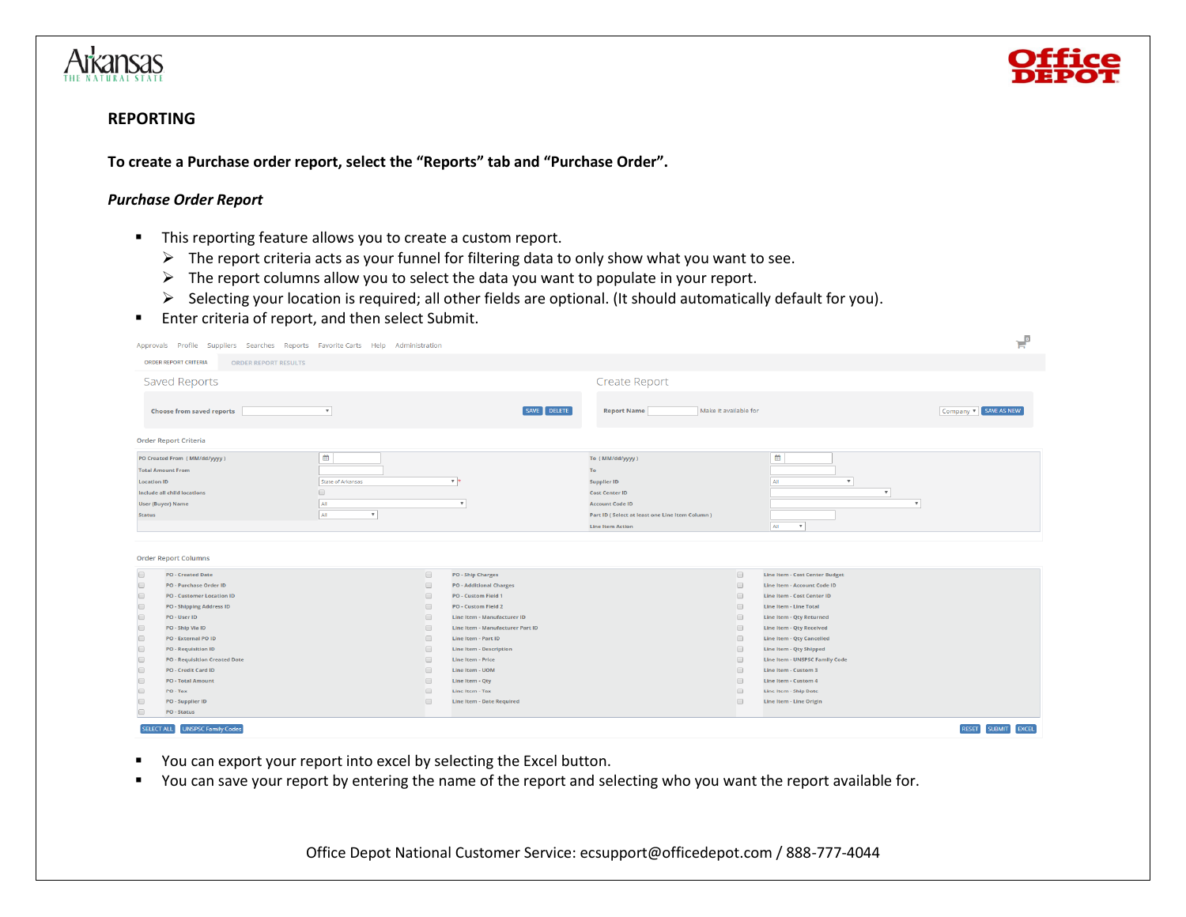## REPORTING

**To create a Purchase order report, select the "Reports" tab and "Purchase Order".**

### *Purchase Order Report*

- This reporting feature allows you to create a custom report.
  - The report criteria acts as your funnel for filtering data to only show what you want to see.
  - The report columns allow you to select the data you want to populate in your report.
  - Selecting your location is required; all other fields are optional. (It should automatically default for you).
- Enter criteria of report, and then select Submit.

- You can export your report into excel by selecting the Excel button.
- You can save your report by entering the name of the report and selecting who you want the report available for.

Office Depot National Customer Service: ecsupport@officedepot.com / 888-777-4044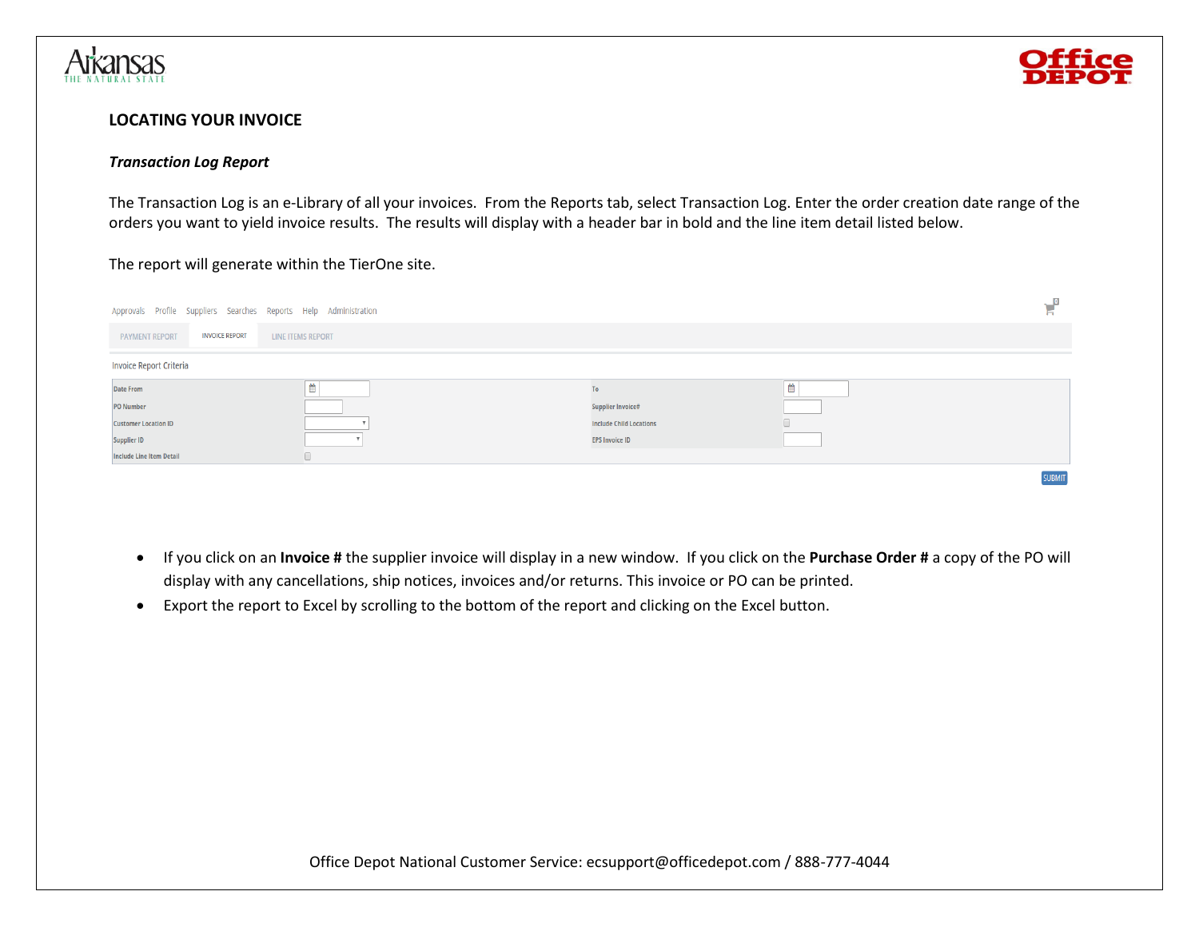## LOCATING YOUR INVOICE

### *Transaction Log Report*

The Transaction Log is an e-Library of all your invoices. From the Reports tab, select Transaction Log. Enter the order creation date range of the orders you want to yield invoice results. The results will display with a header bar in bold and the line item detail listed below.

The report will generate within the TierOne site.

Approvals Profile Suppliers Searches Reports Help Administration

PAYMENT REPORT | INVOICE REPORT | LINE ITEMS REPORT

Invoice Report Criteria

| | | | |
|---|---|---|---|
| Date From | | To | |
| PO Number | | Supplier Invoice# | |
| Customer Location ID | | Include Child Locations | |
| Supplier ID | | EPS Invoice ID | |
| Include Line Item Detail | | | |

SUBMIT

- If you click on an **Invoice #** the supplier invoice will display in a new window. If you click on the **Purchase Order #** a copy of the PO will display with any cancellations, ship notices, invoices and/or returns. This invoice or PO can be printed.
- Export the report to Excel by scrolling to the bottom of the report and clicking on the Excel button.

Office Depot National Customer Service: ecsupport@officedepot.com / 888-777-4044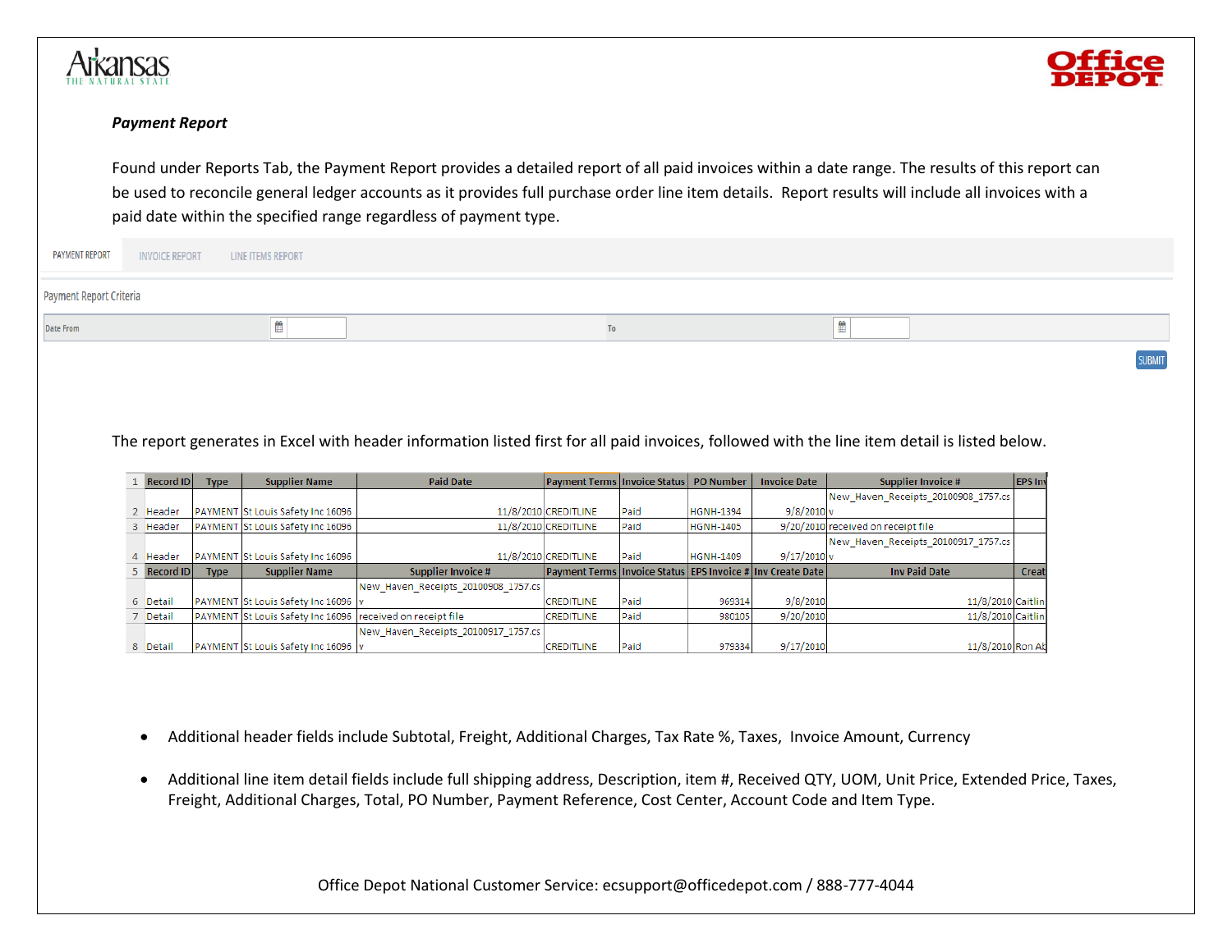***Payment Report***

Found under Reports Tab, the Payment Report provides a detailed report of all paid invoices within a date range. The results of this report can be used to reconcile general ledger accounts as it provides full purchase order line item details.  Report results will include all invoices with a paid date within the specified range regardless of payment type.

PAYMENT REPORT | INVOICE REPORT | LINE ITEMS REPORT

Payment Report Criteria

Date From | To

SUBMIT

The report generates in Excel with header information listed first for all paid invoices, followed with the line item detail is listed below.

| 1 | Record ID | Type | Supplier Name | Paid Date | Payment Terms | Invoice Status | PO Number | Invoice Date | Supplier Invoice # | EPS Inv |
|---|---|---|---|---|---|---|---|---|---|---|
| 2 | Header | PAYMENT | St Louis Safety Inc 16096 | 11/8/2010 | CREDITLINE | Paid | HGNH-1394 | 9/8/2010 | New_Haven_Receipts_20100908_1757.csv | |
| 3 | Header | PAYMENT | St Louis Safety Inc 16096 | 11/8/2010 | CREDITLINE | Paid | HGNH-1405 | 9/20/2010 | received on receipt file | |
| 4 | Header | PAYMENT | St Louis Safety Inc 16096 | 11/8/2010 | CREDITLINE | Paid | HGNH-1409 | 9/17/2010 | New_Haven_Receipts_20100917_1757.csv | |
| 5 | Record ID | Type | Supplier Name | Supplier Invoice # | Payment Terms | Invoice Status | EPS Invoice # | Inv Create Date | Inv Paid Date | Creat |
| 6 | Detail | PAYMENT | St Louis Safety Inc 16096 | New_Haven_Receipts_20100908_1757.csv | CREDITLINE | Paid | 969314 | 9/8/2010 | 11/8/2010 | Caitlin |
| 7 | Detail | PAYMENT | St Louis Safety Inc 16096 | received on receipt file | CREDITLINE | Paid | 980105 | 9/20/2010 | 11/8/2010 | Caitlin |
| 8 | Detail | PAYMENT | St Louis Safety Inc 16096 | New_Haven_Receipts_20100917_1757.csv | CREDITLINE | Paid | 979334 | 9/17/2010 | 11/8/2010 | Ron Ab |

- Additional header fields include Subtotal, Freight, Additional Charges, Tax Rate %, Taxes,  Invoice Amount, Currency
- Additional line item detail fields include full shipping address, Description, item #, Received QTY, UOM, Unit Price, Extended Price, Taxes, Freight, Additional Charges, Total, PO Number, Payment Reference, Cost Center, Account Code and Item Type.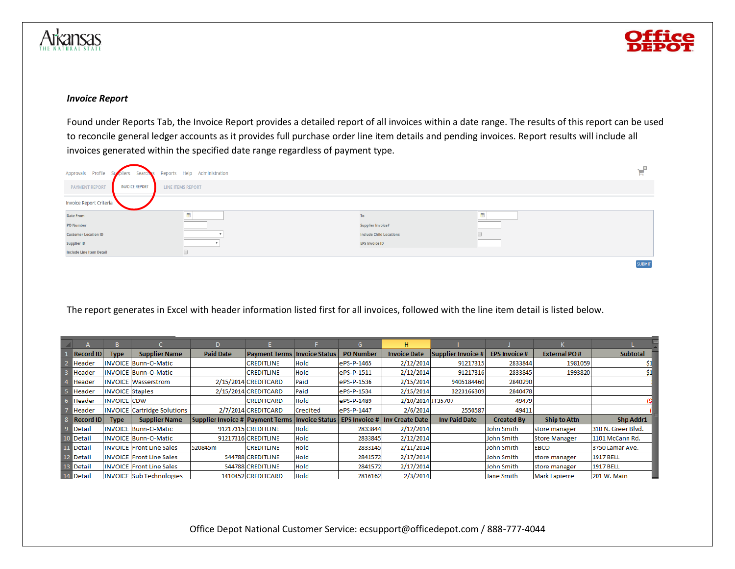*Invoice Report*

Found under Reports Tab, the Invoice Report provides a detailed report of all invoices within a date range. The results of this report can be used to reconcile general ledger accounts as it provides full purchase order line item details and pending invoices. Report results will include all invoices generated within the specified date range regardless of payment type.

Approvals Profile Suppliers Searches Reports Help Administration

PAYMENT REPORT INVOICE REPORT LINE ITEMS REPORT

Invoice Report Criteria

| | | | |
|---|---|---|---|
| Date From | | To | |
| PO Number | | Supplier Invoice# | |
| Customer Location ID | | Include Child Locations | |
| Supplier ID | | EPS Invoice ID | |
| Include Line Item Detail | | | |

SUBMIT

The report generates in Excel with header information listed first for all invoices, followed with the line item detail is listed below.

| | A | B | C | D | E | F | G | H | I | J | K | L |
|---|---|---|---|---|---|---|---|---|---|---|---|---|
| 1 | Record ID | Type | Supplier Name | Paid Date | Payment Terms | Invoice Status | PO Number | Invoice Date | Supplier Invoice # | EPS Invoice # | External PO # | Subtotal |
| 2 | Header | INVOICE | Bunn-O-Matic | | CREDITLINE | Hold | ePS-P-1465 | 2/12/2014 | 91217315 | 2833844 | 1981059 | $1 |
| 3 | Header | INVOICE | Bunn-O-Matic | | CREDITLINE | Hold | ePS-P-1511 | 2/12/2014 | 91217316 | 2833845 | 1993820 | $1 |
| 4 | Header | INVOICE | Wasserstrom | 2/15/2014 | CREDITCARD | Paid | ePS-P-1536 | 2/15/2014 | 9405184460 | 2840290 | | |
| 5 | Header | INVOICE | Staples | 2/15/2014 | CREDITCARD | Paid | ePS-P-1534 | 2/15/2014 | 3223166309 | 2840478 | | |
| 6 | Header | INVOICE | CDW | | CREDITCARD | Hold | ePS-P-1489 | 2/10/2014 | JT35707 | 49479 | | ($ |
| 7 | Header | INVOICE | Cartridge Solutions | 2/7/2014 | CREDITCARD | Credited | ePS-P-1447 | 2/6/2014 | 2550587 | 49411 | | ( |
| 8 | Record ID | Type | Supplier Name | Supplier Invoice # | Payment Terms | Invoice Status | EPS Invoice # | Inv Create Date | Inv Paid Date | Created By | Ship to Attn | Shp Addr1 |
| 9 | Detail | INVOICE | Bunn-O-Matic | 91217315 | CREDITLINE | Hold | 2833844 | 2/12/2014 | | John Smith | store manager | 310 N. Greer Blvd. |
| 10 | Detail | INVOICE | Bunn-O-Matic | 91217316 | CREDITLINE | Hold | 2833845 | 2/12/2014 | | John Smith | Store Manager | 1101 McCann Rd. |
| 11 | Detail | INVOICE | Front Line Sales | 520845m | CREDITLINE | Hold | 2833145 | 2/11/2014 | | John Smith | EBCO | 3750 Lamar Ave. |
| 12 | Detail | INVOICE | Front Line Sales | 544788 | CREDITLINE | Hold | 2841572 | 2/17/2014 | | John Smith | store manager | 1917 BELL |
| 13 | Detail | INVOICE | Front Line Sales | 544788 | CREDITLINE | Hold | 2841572 | 2/17/2014 | | John Smith | store manager | 1917 BELL |
| 14 | Detail | INVOICE | Sub Technologies | 1410452 | CREDITCARD | Hold | 2816162 | 2/3/2014 | | Jane Smith | Mark Lapierre | 201 W. Main |

Office Depot National Customer Service: ecsupport@officedepot.com / 888-777-4044